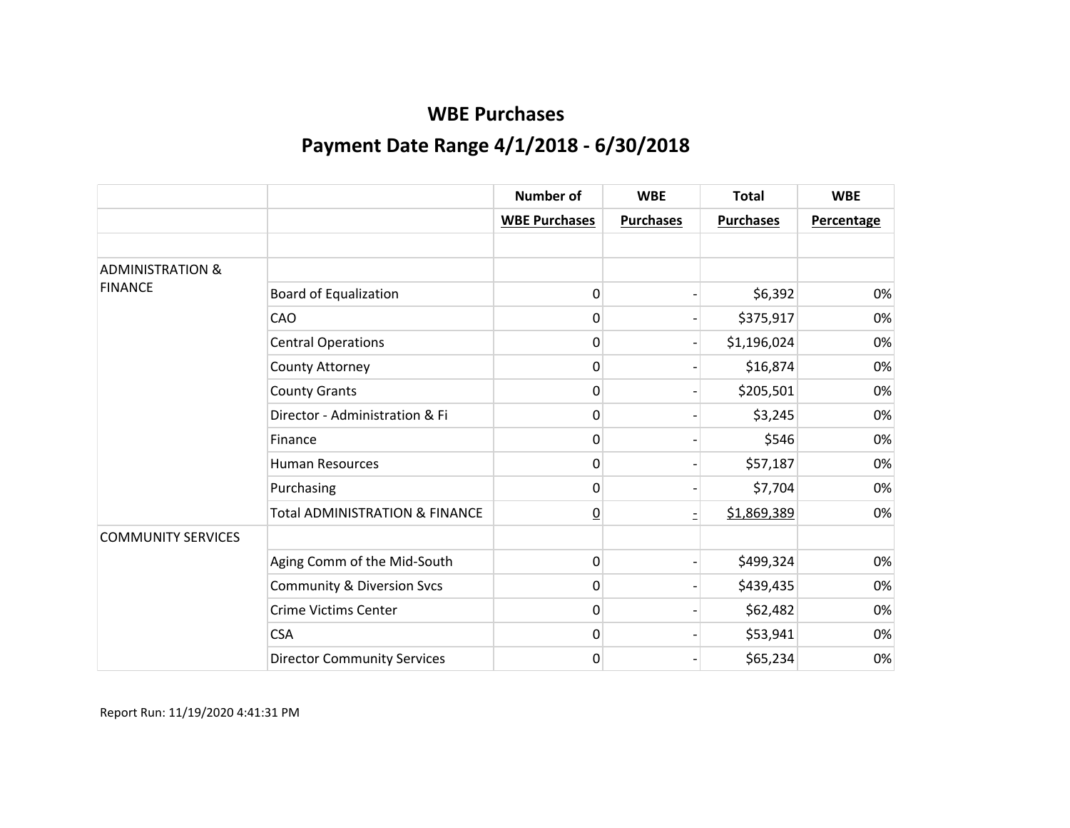# WBE Purchases

## Payment Date Range 4/1/2018 - 6/30/2018

| | | Number of WBE Purchases | WBE Purchases | Total Purchases | WBE Percentage |
|---|---|---|---|---|---|
| | | | | | |
| ADMINISTRATION & FINANCE | | | | | |
| | Board of Equalization | 0 | - | $6,392 | 0% |
| | CAO | 0 | - | $375,917 | 0% |
| | Central Operations | 0 | - | $1,196,024 | 0% |
| | County Attorney | 0 | - | $16,874 | 0% |
| | County Grants | 0 | - | $205,501 | 0% |
| | Director - Administration & Fi | 0 | - | $3,245 | 0% |
| | Finance | 0 | - | $546 | 0% |
| | Human Resources | 0 | - | $57,187 | 0% |
| | Purchasing | 0 | - | $7,704 | 0% |
| | Total ADMINISTRATION & FINANCE | 0 | - | $1,869,389 | 0% |
| COMMUNITY SERVICES | | | | | |
| | Aging Comm of the Mid-South | 0 | - | $499,324 | 0% |
| | Community & Diversion Svcs | 0 | - | $439,435 | 0% |
| | Crime Victims Center | 0 | - | $62,482 | 0% |
| | CSA | 0 | - | $53,941 | 0% |
| | Director Community Services | 0 | - | $65,234 | 0% |

Report Run: 11/19/2020 4:41:31 PM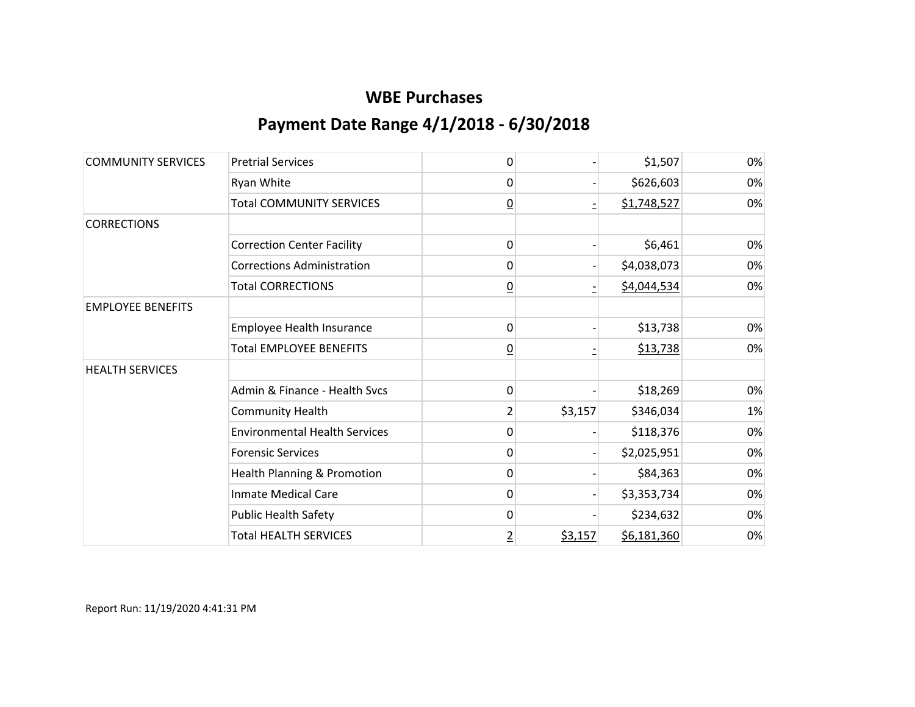# WBE Purchases

## Payment Date Range 4/1/2018 - 6/30/2018

| | | | | | |
|---|---|---|---|---|---|
| COMMUNITY SERVICES | Pretrial Services | 0 | - | $1,507 | 0% |
| | Ryan White | 0 | - | $626,603 | 0% |
| | Total COMMUNITY SERVICES | 0 | - | $1,748,527 | 0% |
| CORRECTIONS | | | | | |
| | Correction Center Facility | 0 | - | $6,461 | 0% |
| | Corrections Administration | 0 | - | $4,038,073 | 0% |
| | Total CORRECTIONS | 0 | - | $4,044,534 | 0% |
| EMPLOYEE BENEFITS | | | | | |
| | Employee Health Insurance | 0 | - | $13,738 | 0% |
| | Total EMPLOYEE BENEFITS | 0 | - | $13,738 | 0% |
| HEALTH SERVICES | | | | | |
| | Admin & Finance - Health Svcs | 0 | - | $18,269 | 0% |
| | Community Health | 2 | $3,157 | $346,034 | 1% |
| | Environmental Health Services | 0 | - | $118,376 | 0% |
| | Forensic Services | 0 | - | $2,025,951 | 0% |
| | Health Planning & Promotion | 0 | - | $84,363 | 0% |
| | Inmate Medical Care | 0 | - | $3,353,734 | 0% |
| | Public Health Safety | 0 | - | $234,632 | 0% |
| | Total HEALTH SERVICES | 2 | $3,157 | $6,181,360 | 0% |

Report Run: 11/19/2020 4:41:31 PM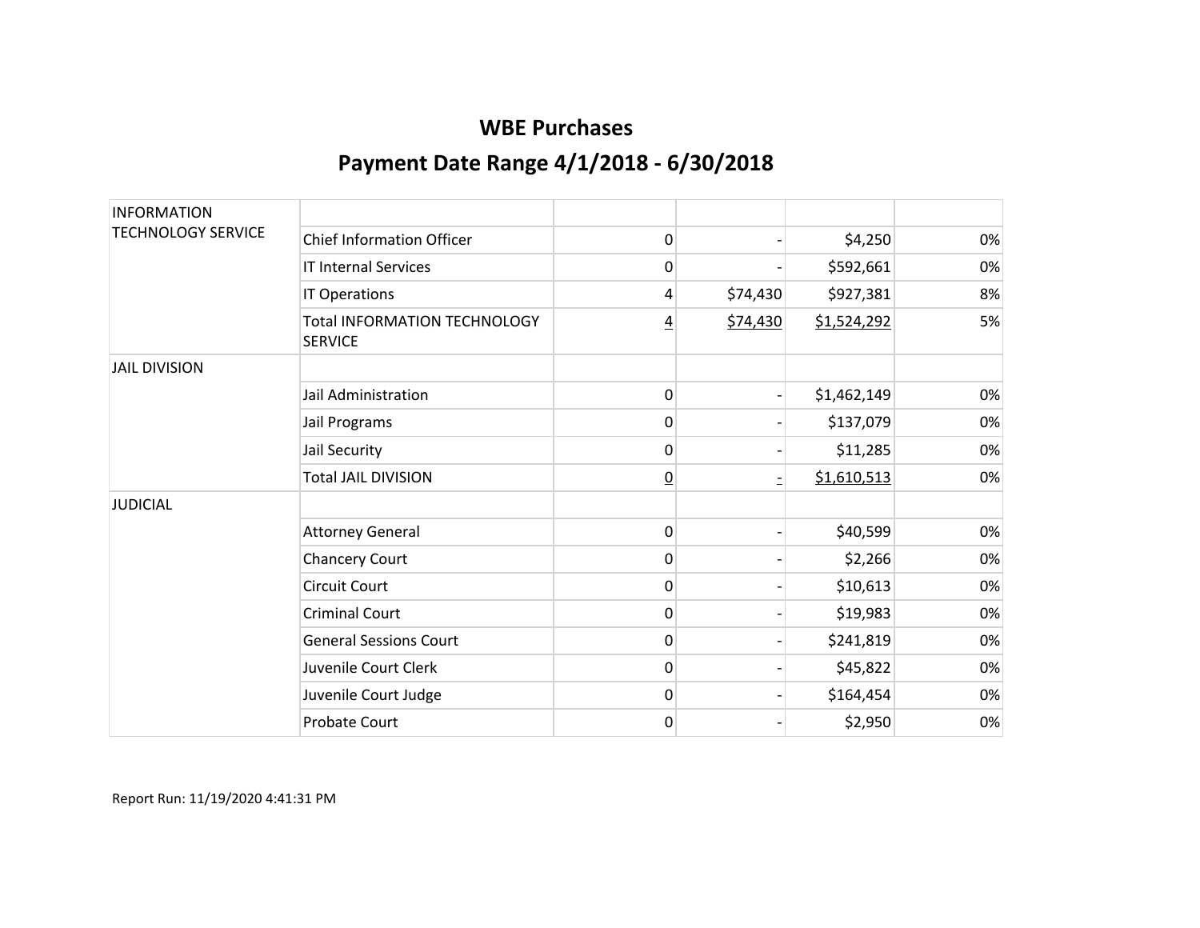# WBE Purchases

## Payment Date Range 4/1/2018 - 6/30/2018

| | | | | | |
|---|---|---|---|---|---|
| INFORMATION TECHNOLOGY SERVICE | | | | | |
| | Chief Information Officer | 0 | - | $4,250 | 0% |
| | IT Internal Services | 0 | - | $592,661 | 0% |
| | IT Operations | 4 | $74,430 | $927,381 | 8% |
| | Total INFORMATION TECHNOLOGY SERVICE | 4 | $74,430 | $1,524,292 | 5% |
| JAIL DIVISION | | | | | |
| | Jail Administration | 0 | - | $1,462,149 | 0% |
| | Jail Programs | 0 | - | $137,079 | 0% |
| | Jail Security | 0 | - | $11,285 | 0% |
| | Total JAIL DIVISION | 0 | - | $1,610,513 | 0% |
| JUDICIAL | | | | | |
| | Attorney General | 0 | - | $40,599 | 0% |
| | Chancery Court | 0 | - | $2,266 | 0% |
| | Circuit Court | 0 | - | $10,613 | 0% |
| | Criminal Court | 0 | - | $19,983 | 0% |
| | General Sessions Court | 0 | - | $241,819 | 0% |
| | Juvenile Court Clerk | 0 | - | $45,822 | 0% |
| | Juvenile Court Judge | 0 | - | $164,454 | 0% |
| | Probate Court | 0 | - | $2,950 | 0% |

Report Run: 11/19/2020 4:41:31 PM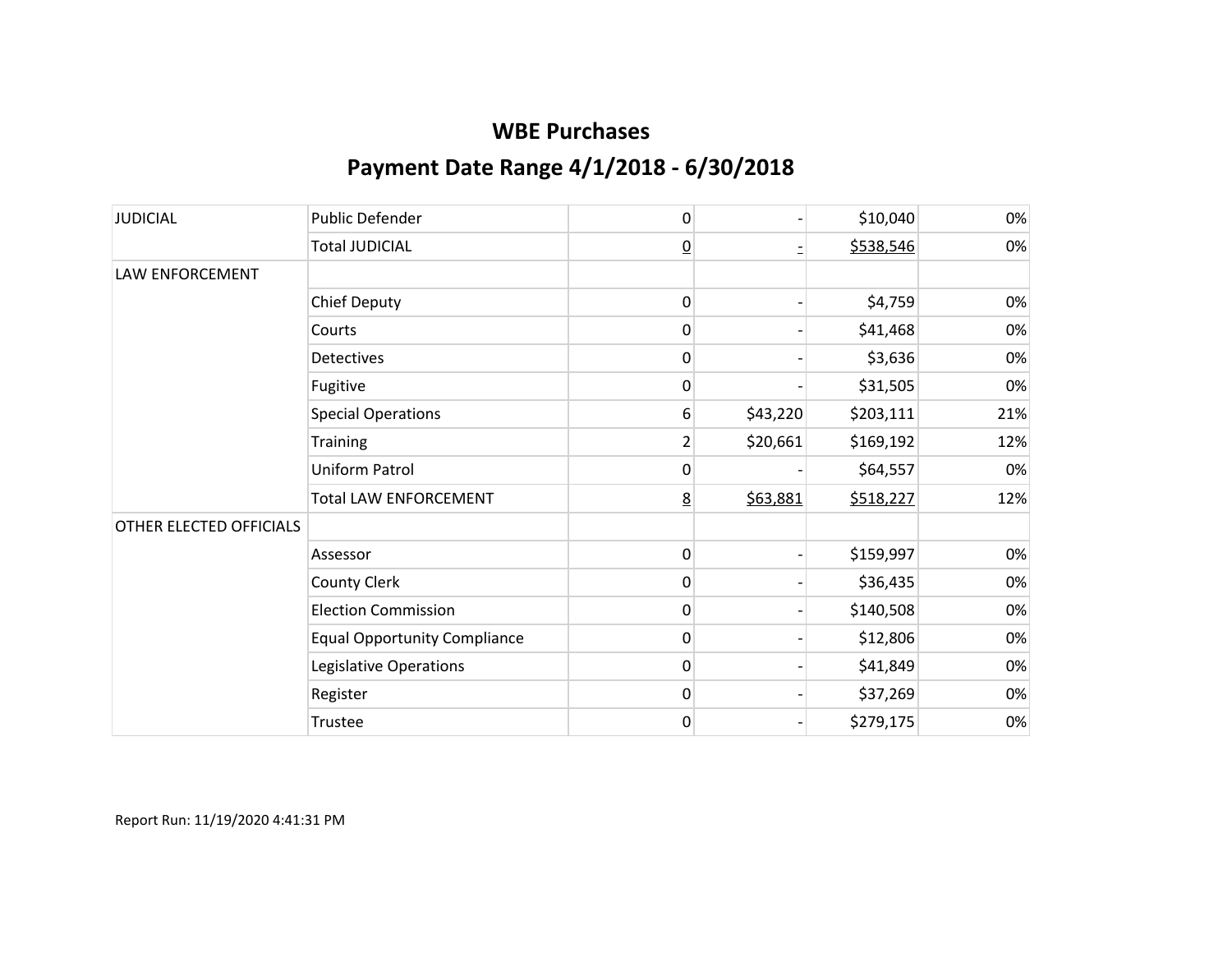# WBE Purchases

## Payment Date Range 4/1/2018 - 6/30/2018

| | | | | | |
|---|---|---|---|---|---|
| JUDICIAL | Public Defender | 0 | - | $10,040 | 0% |
| | Total JUDICIAL | 0 | - | $538,546 | 0% |
| LAW ENFORCEMENT | | | | | |
| | Chief Deputy | 0 | - | $4,759 | 0% |
| | Courts | 0 | - | $41,468 | 0% |
| | Detectives | 0 | - | $3,636 | 0% |
| | Fugitive | 0 | - | $31,505 | 0% |
| | Special Operations | 6 | $43,220 | $203,111 | 21% |
| | Training | 2 | $20,661 | $169,192 | 12% |
| | Uniform Patrol | 0 | - | $64,557 | 0% |
| | Total LAW ENFORCEMENT | 8 | $63,881 | $518,227 | 12% |
| OTHER ELECTED OFFICIALS | | | | | |
| | Assessor | 0 | - | $159,997 | 0% |
| | County Clerk | 0 | - | $36,435 | 0% |
| | Election Commission | 0 | - | $140,508 | 0% |
| | Equal Opportunity Compliance | 0 | - | $12,806 | 0% |
| | Legislative Operations | 0 | - | $41,849 | 0% |
| | Register | 0 | - | $37,269 | 0% |
| | Trustee | 0 | - | $279,175 | 0% |

Report Run: 11/19/2020 4:41:31 PM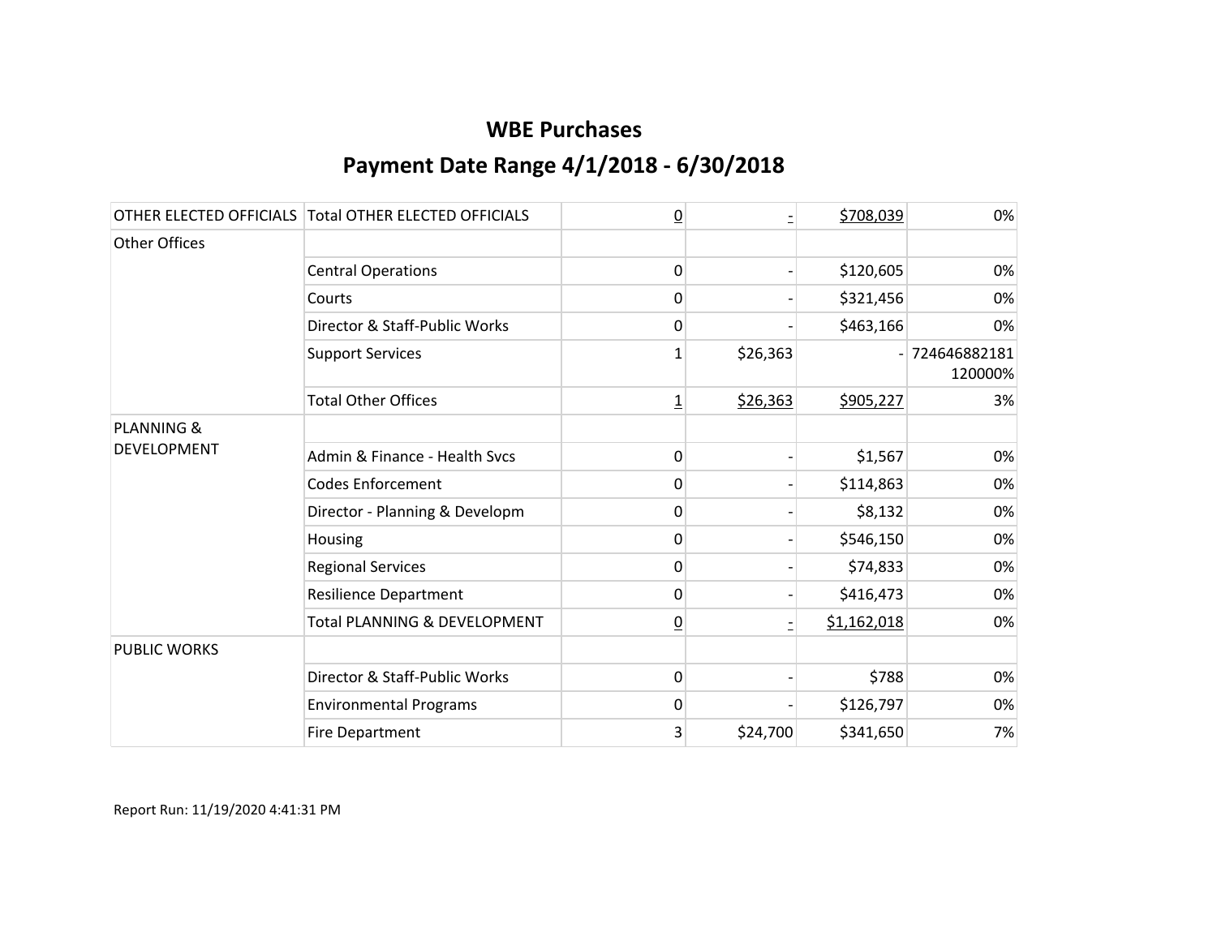# WBE Purchases

## Payment Date Range 4/1/2018 - 6/30/2018

| | | | | | |
|---|---|---|---|---|---|
| OTHER ELECTED OFFICIALS | Total OTHER ELECTED OFFICIALS | 0 | - | $708,039 | 0% |
| Other Offices | | | | | |
| | Central Operations | 0 | - | $120,605 | 0% |
| | Courts | 0 | - | $321,456 | 0% |
| | Director & Staff-Public Works | 0 | - | $463,166 | 0% |
| | Support Services | 1 | $26,363 | - | 724646882181 120000% |
| | Total Other Offices | 1 | $26,363 | $905,227 | 3% |
| PLANNING & DEVELOPMENT | | | | | |
| | Admin & Finance - Health Svcs | 0 | - | $1,567 | 0% |
| | Codes Enforcement | 0 | - | $114,863 | 0% |
| | Director - Planning & Developm | 0 | - | $8,132 | 0% |
| | Housing | 0 | - | $546,150 | 0% |
| | Regional Services | 0 | - | $74,833 | 0% |
| | Resilience Department | 0 | - | $416,473 | 0% |
| | Total PLANNING & DEVELOPMENT | 0 | - | $1,162,018 | 0% |
| PUBLIC WORKS | | | | | |
| | Director & Staff-Public Works | 0 | - | $788 | 0% |
| | Environmental Programs | 0 | - | $126,797 | 0% |
| | Fire Department | 3 | $24,700 | $341,650 | 7% |

Report Run: 11/19/2020 4:41:31 PM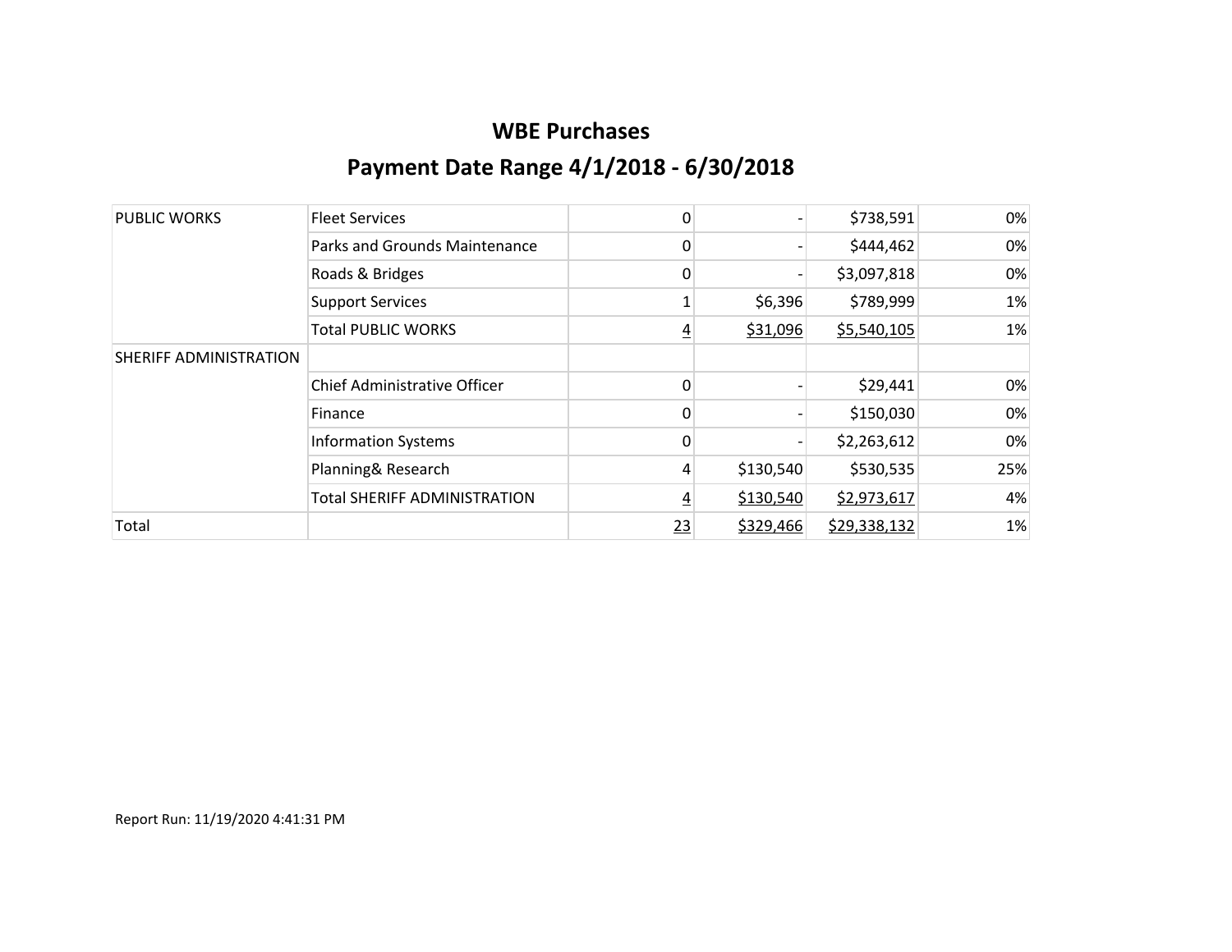# WBE Purchases

## Payment Date Range 4/1/2018 - 6/30/2018

| | | | | | |
|---|---|---|---|---|---|
| PUBLIC WORKS | Fleet Services | 0 | - | $738,591 | 0% |
| | Parks and Grounds Maintenance | 0 | - | $444,462 | 0% |
| | Roads & Bridges | 0 | - | $3,097,818 | 0% |
| | Support Services | 1 | $6,396 | $789,999 | 1% |
| | Total PUBLIC WORKS | 4 | $31,096 | $5,540,105 | 1% |
| SHERIFF ADMINISTRATION | | | | | |
| | Chief Administrative Officer | 0 | - | $29,441 | 0% |
| | Finance | 0 | - | $150,030 | 0% |
| | Information Systems | 0 | - | $2,263,612 | 0% |
| | Planning& Research | 4 | $130,540 | $530,535 | 25% |
| | Total SHERIFF ADMINISTRATION | 4 | $130,540 | $2,973,617 | 4% |
| Total | | 23 | $329,466 | $29,338,132 | 1% |

Report Run: 11/19/2020 4:41:31 PM